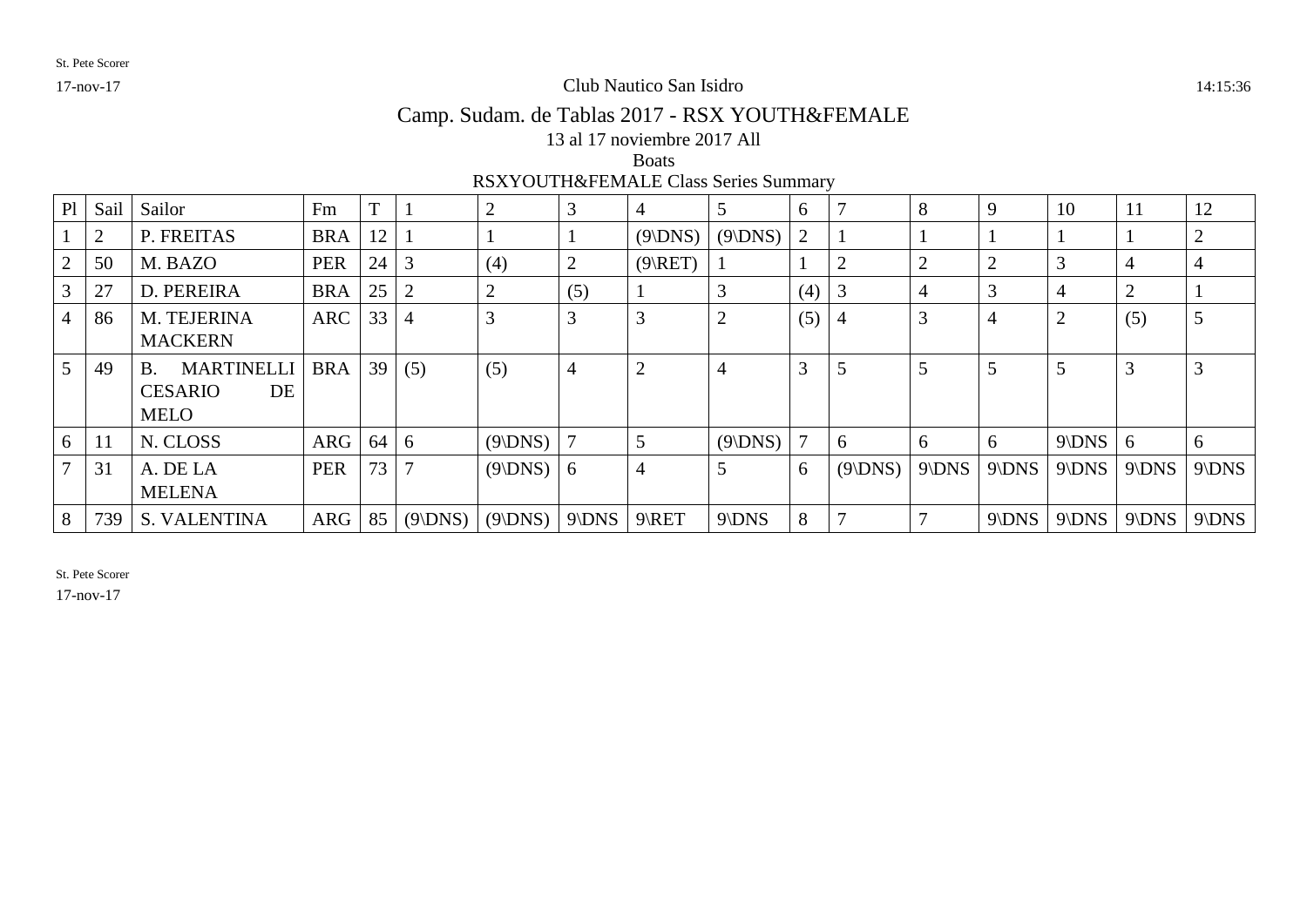Club Nautico San Isidro

# Camp. Sudam. de Tablas 2017 - RSX YOUTH&FEMALE

13 al 17 noviembre 2017 All

Boats

RSXYOUTH&FEMALE Class Series Summary

| Pl | Sail | Sailor | Fm | T | 1 | 2 | 3 | 4 | 5 | 6 | 7 | 8 | 9 | 10 | 11 | 12 |
|---|---|---|---|---|---|---|---|---|---|---|---|---|---|---|---|---|
| 1 | 2 | P. FREITAS | BRA | 12 | 1 | 1 | 1 | (9\DNS) | (9\DNS) | 2 | 1 | 1 | 1 | 1 | 1 | 2 |
| 2 | 50 | M. BAZO | PER | 24 | 3 | (4) | 2 | (9\RET) | 1 | 1 | 2 | 2 | 2 | 3 | 4 | 4 |
| 3 | 27 | D. PEREIRA | BRA | 25 | 2 | 2 | (5) | 1 | 3 | (4) | 3 | 4 | 3 | 4 | 2 | 1 |
| 4 | 86 | M. TEJERINA MACKERN | ARC | 33 | 4 | 3 | 3 | 3 | 2 | (5) | 4 | 3 | 4 | 2 | (5) | 5 |
| 5 | 49 | B. MARTINELLI CESARIO DE MELO | BRA | 39 | (5) | (5) | 4 | 2 | 4 | 3 | 5 | 5 | 5 | 5 | 3 | 3 |
| 6 | 11 | N. CLOSS | ARG | 64 | 6 | (9\DNS) | 7 | 5 | (9\DNS) | 7 | 6 | 6 | 6 | 9\DNS | 6 | 6 |
| 7 | 31 | A. DE LA MELENA | PER | 73 | 7 | (9\DNS) | 6 | 4 | 5 | 6 | (9\DNS) | 9\DNS | 9\DNS | 9\DNS | 9\DNS | 9\DNS |
| 8 | 739 | S. VALENTINA | ARG | 85 | (9\DNS) | (9\DNS) | 9\DNS | 9\RET | 9\DNS | 8 | 7 | 7 | 9\DNS | 9\DNS | 9\DNS | 9\DNS |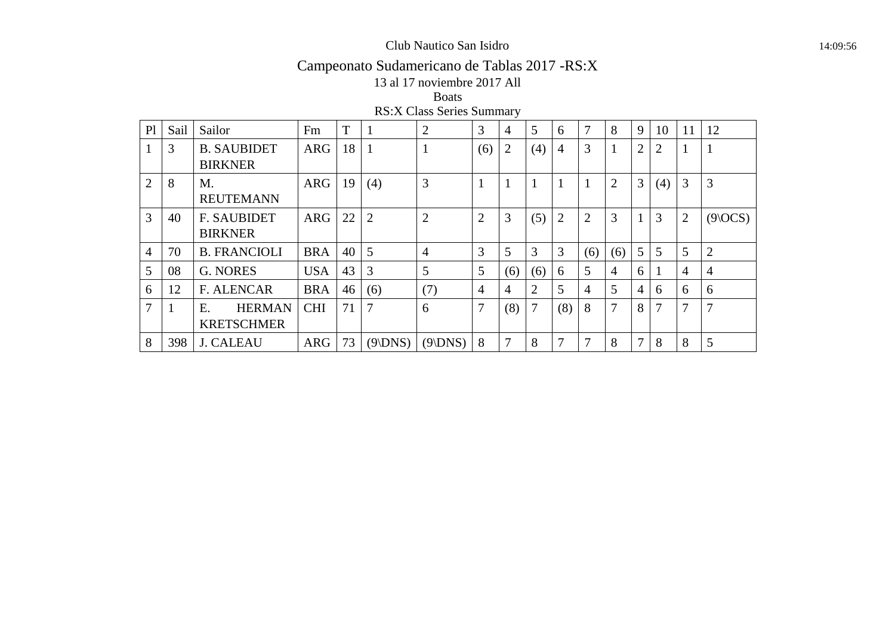Club Nautico San Isidro

14:09:56

# Campeonato Sudamericano de Tablas 2017 -RS:X

13 al 17 noviembre 2017 All

Boats

RS:X Class Series Summary

| Pl | Sail | Sailor | Fm | T | 1 | 2 | 3 | 4 | 5 | 6 | 7 | 8 | 9 | 10 | 11 | 12 |
|---|---|---|---|---|---|---|---|---|---|---|---|---|---|---|---|---|
| 1 | 3 | B. SAUBIDET BIRKNER | ARG | 18 | 1 | 1 | (6) | 2 | (4) | 4 | 3 | 1 | 2 | 2 | 1 | 1 |
| 2 | 8 | M. REUTEMANN | ARG | 19 | (4) | 3 | 1 | 1 | 1 | 1 | 1 | 2 | 3 | (4) | 3 | 3 |
| 3 | 40 | F. SAUBIDET BIRKNER | ARG | 22 | 2 | 2 | 2 | 3 | (5) | 2 | 2 | 3 | 1 | 3 | 2 | (9\OCS) |
| 4 | 70 | B. FRANCIOLI | BRA | 40 | 5 | 4 | 3 | 5 | 3 | 3 | (6) | (6) | 5 | 5 | 5 | 2 |
| 5 | 08 | G. NORES | USA | 43 | 3 | 5 | 5 | (6) | (6) | 6 | 5 | 4 | 6 | 1 | 4 | 4 |
| 6 | 12 | F. ALENCAR | BRA | 46 | (6) | (7) | 4 | 4 | 2 | 5 | 4 | 5 | 4 | 6 | 6 | 6 |
| 7 | 1 | E. HERMAN KRETSCHMER | CHI | 71 | 7 | 6 | 7 | (8) | 7 | (8) | 8 | 7 | 8 | 7 | 7 | 7 |
| 8 | 398 | J. CALEAU | ARG | 73 | (9\DNS) | (9\DNS) | 8 | 7 | 8 | 7 | 7 | 8 | 7 | 8 | 8 | 5 |